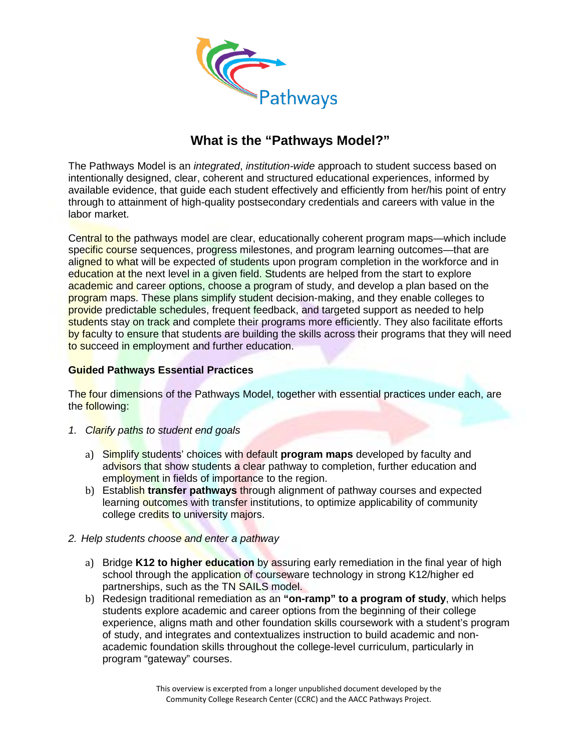# What is the "Pathways Model?"

The Pathways Model is an *integrated*, *institution-wide* approach to student success based on intentionally designed, clear, coherent and structured educational experiences, informed by available evidence, that guide each student effectively and efficiently from her/his point of entry through to attainment of high-quality postsecondary credentials and careers with value in the labor market.

Central to the pathways model are clear, educationally coherent program maps—which include specific course sequences, progress milestones, and program learning outcomes—that are aligned to what will be expected of students upon program completion in the workforce and in education at the next level in a given field. Students are helped from the start to explore academic and career options, choose a program of study, and develop a plan based on the program maps. These plans simplify student decision-making, and they enable colleges to provide predictable schedules, frequent feedback, and targeted support as needed to help students stay on track and complete their programs more efficiently. They also facilitate efforts by faculty to ensure that students are building the skills across their programs that they will need to succeed in employment and further education.

### Guided Pathways Essential Practices

The four dimensions of the Pathways Model, together with essential practices under each, are the following:

1. *Clarify paths to student end goals*

   a) Simplify students' choices with default **program maps** developed by faculty and advisors that show students a clear pathway to completion, further education and employment in fields of importance to the region.

   b) Establish **transfer pathways** through alignment of pathway courses and expected learning outcomes with transfer institutions, to optimize applicability of community college credits to university majors.

2. *Help students choose and enter a pathway*

   a) Bridge **K12 to higher education** by assuring early remediation in the final year of high school through the application of courseware technology in strong K12/higher ed partnerships, such as the TN SAILS model.

   b) Redesign traditional remediation as an **"on-ramp" to a program of study**, which helps students explore academic and career options from the beginning of their college experience, aligns math and other foundation skills coursework with a student's program of study, and integrates and contextualizes instruction to build academic and non-academic foundation skills throughout the college-level curriculum, particularly in program "gateway" courses.

This overview is excerpted from a longer unpublished document developed by the Community College Research Center (CCRC) and the AACC Pathways Project.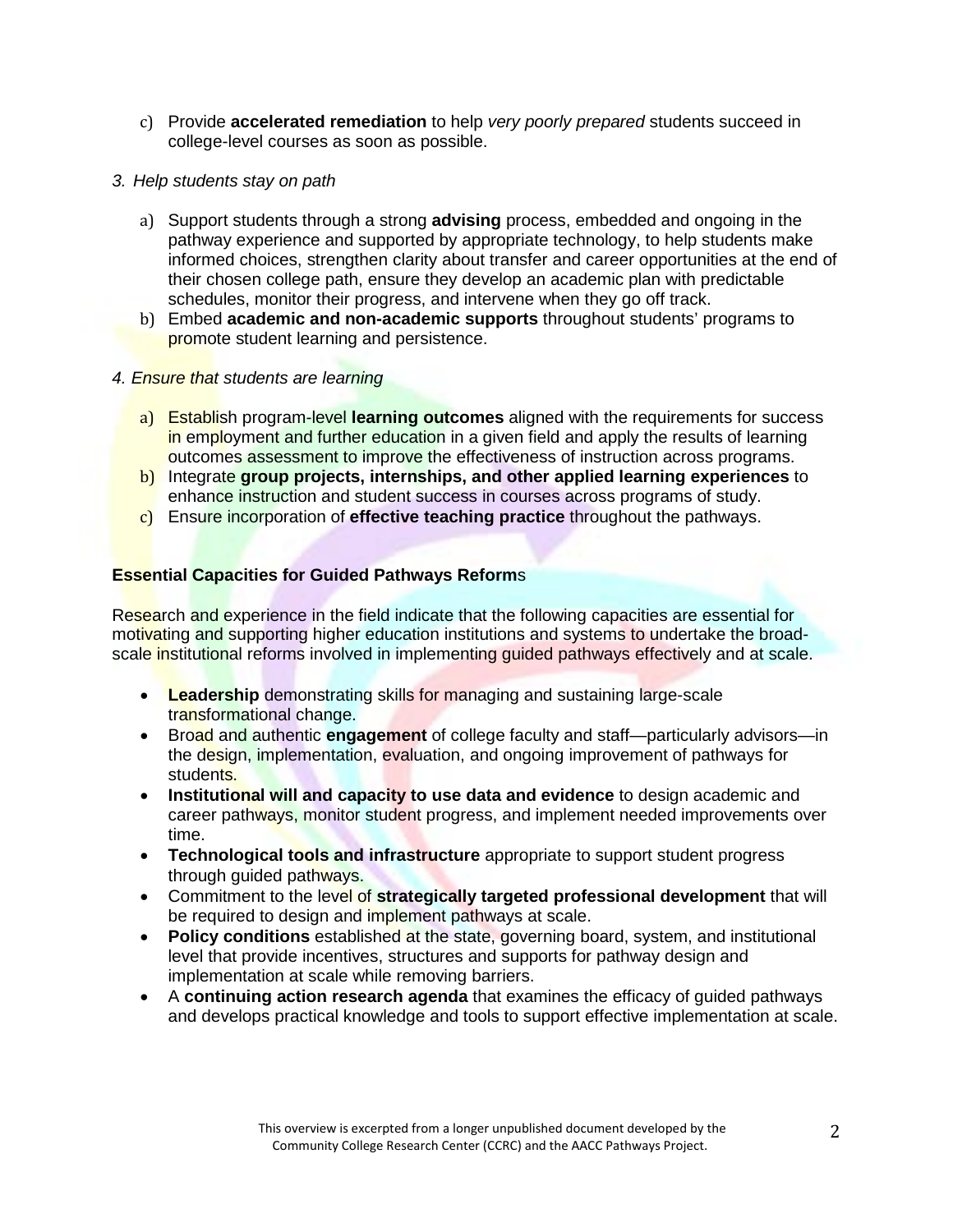c) Provide **accelerated remediation** to help *very poorly prepared* students succeed in college-level courses as soon as possible.

*3. Help students stay on path*

a) Support students through a strong **advising** process, embedded and ongoing in the pathway experience and supported by appropriate technology, to help students make informed choices, strengthen clarity about transfer and career opportunities at the end of their chosen college path, ensure they develop an academic plan with predictable schedules, monitor their progress, and intervene when they go off track.
b) Embed **academic and non-academic supports** throughout students' programs to promote student learning and persistence.

*4. Ensure that students are learning*

a) Establish program-level **learning outcomes** aligned with the requirements for success in employment and further education in a given field and apply the results of learning outcomes assessment to improve the effectiveness of instruction across programs.
b) Integrate **group projects, internships, and other applied learning experiences** to enhance instruction and student success in courses across programs of study.
c) Ensure incorporation of **effective teaching practice** throughout the pathways.

**Essential Capacities for Guided Pathways Reform**s

Research and experience in the field indicate that the following capacities are essential for motivating and supporting higher education institutions and systems to undertake the broad-scale institutional reforms involved in implementing guided pathways effectively and at scale.

- **Leadership** demonstrating skills for managing and sustaining large-scale transformational change.
- Broad and authentic **engagement** of college faculty and staff—particularly advisors—in the design, implementation, evaluation, and ongoing improvement of pathways for students.
- **Institutional will and capacity to use data and evidence** to design academic and career pathways, monitor student progress, and implement needed improvements over time.
- **Technological tools and infrastructure** appropriate to support student progress through guided pathways.
- Commitment to the level of **strategically targeted professional development** that will be required to design and implement pathways at scale.
- **Policy conditions** established at the state, governing board, system, and institutional level that provide incentives, structures and supports for pathway design and implementation at scale while removing barriers.
- A **continuing action research agenda** that examines the efficacy of guided pathways and develops practical knowledge and tools to support effective implementation at scale.

This overview is excerpted from a longer unpublished document developed by the Community College Research Center (CCRC) and the AACC Pathways Project.